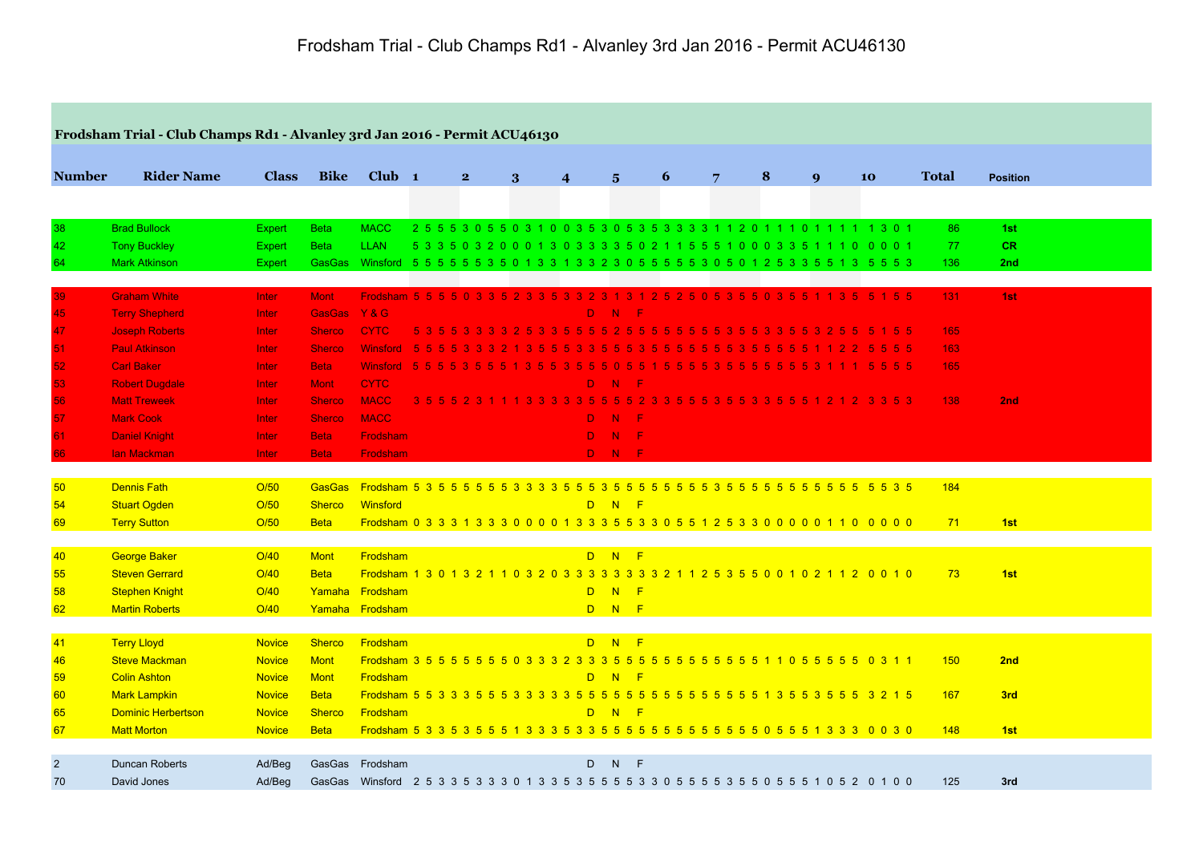# Frodsham Trial - Club Champs Rd1 - Alvanley 3rd Jan 2016 - Permit ACU46130

**Frodsham Trial - Club Champs Rd1 - Alvanley 3rd Jan 2016 - Permit ACU46130**

| Number | Rider Name | Class | Bike | Club | 1 2 3 4 5 6 7 8 9 10 | Total | Position |
|---|---|---|---|---|---|---|---|
| 38 | Brad Bullock | Expert | Beta | MACC | 2 5 5 5 3 0 5 5 0 3 1 0 0 3 5 3 0 5 3 5 3 3 3 3 1 1 2 0 1 1 1 0 1 1 1 1 1 3 0 1 | 86 | 1st |
| 42 | Tony Buckley | Expert | Beta | LLAN | 5 3 3 5 0 3 2 0 0 0 1 3 0 3 3 3 3 5 0 2 1 1 5 5 5 1 0 0 0 3 3 5 1 1 1 0 0 0 0 1 | 77 | CR |
| 64 | Mark Atkinson | Expert | GasGas | Winsford | 5 5 5 5 5 5 3 5 0 1 3 3 1 3 3 2 3 0 5 5 5 5 5 3 0 5 0 1 2 5 3 3 5 5 1 3 5 5 5 3 | 136 | 2nd |
| 39 | Graham White | Inter | Mont | Frodsham | 5 5 5 5 0 3 3 5 2 3 3 5 3 3 2 3 1 3 1 2 5 2 5 0 5 3 5 5 0 3 5 5 1 1 3 5 5 1 5 5 | 131 | 1st |
| 45 | Terry Shepherd | Inter | GasGas | Y & G | D N F | | |
| 47 | Joseph Roberts | Inter | Sherco | CYTC | 5 3 5 5 3 3 3 3 2 5 3 3 5 5 5 5 2 5 5 5 5 5 5 5 5 3 5 5 3 3 5 5 3 2 5 5 5 1 5 5 | 165 | |
| 51 | Paul Atkinson | Inter | Sherco | Winsford | 5 5 5 5 3 3 3 2 1 3 5 5 5 3 3 5 5 5 3 5 5 5 5 5 5 5 3 5 5 5 5 5 1 1 2 2 5 5 5 5 | 163 | |
| 52 | Carl Baker | Inter | Beta | Winsford | 5 5 5 5 3 5 5 5 1 3 5 5 3 5 5 5 0 5 5 1 5 5 5 5 3 5 5 5 5 5 5 5 3 1 1 1 5 5 5 5 | 165 | |
| 53 | Robert Dugdale | Inter | Mont | CYTC | D N F | | |
| 56 | Matt Treweek | Inter | Sherco | MACC | 3 5 5 5 2 3 1 1 1 3 3 3 3 3 5 5 5 5 2 3 3 5 5 5 3 5 5 3 3 5 5 5 1 2 1 2 3 3 5 3 | 138 | 2nd |
| 57 | Mark Cook | Inter | Sherco | MACC | D N F | | |
| 61 | Daniel Knight | Inter | Beta | Frodsham | D N F | | |
| 66 | Ian Mackman | Inter | Beta | Frodsham | D N F | | |
| 50 | Dennis Fath | O/50 | GasGas | Frodsham | 5 3 5 5 5 5 5 5 3 3 3 3 5 5 5 3 5 5 5 5 5 5 5 5 3 5 5 5 5 5 5 5 5 5 5 5 5 5 3 5 | 184 | |
| 54 | Stuart Ogden | O/50 | Sherco | Winsford | D N F | | |
| 69 | Terry Sutton | O/50 | Beta | Frodsham | 0 3 3 3 1 3 3 3 0 0 0 0 1 3 3 3 5 5 3 3 0 5 5 1 2 5 3 3 0 0 0 0 0 1 1 0 0 0 0 0 | 71 | 1st |
| 40 | George Baker | O/40 | Mont | Frodsham | D N F | | |
| 55 | Steven Gerrard | O/40 | Beta | Frodsham | 1 3 0 1 3 2 1 1 0 3 2 0 3 3 3 3 3 3 3 3 2 1 1 2 5 3 5 5 0 0 1 0 2 1 1 2 0 0 1 0 | 73 | 1st |
| 58 | Stephen Knight | O/40 | Yamaha | Frodsham | D N F | | |
| 62 | Martin Roberts | O/40 | Yamaha | Frodsham | D N F | | |
| 41 | Terry Lloyd | Novice | Sherco | Frodsham | D N F | | |
| 46 | Steve Mackman | Novice | Mont | Frodsham | 3 5 5 5 5 5 5 5 0 3 3 3 2 3 3 3 5 5 5 5 5 5 5 5 5 5 5 5 1 1 0 5 5 5 5 5 0 3 1 1 | 150 | 2nd |
| 59 | Colin Ashton | Novice | Mont | Frodsham | D N F | | |
| 60 | Mark Lampkin | Novice | Beta | Frodsham | 5 5 3 3 3 5 5 5 3 3 3 3 3 5 5 5 5 5 5 5 5 5 5 5 5 5 5 5 1 3 5 5 3 5 5 5 3 2 1 5 | 167 | 3rd |
| 65 | Dominic Herbertson | Novice | Sherco | Frodsham | D N F | | |
| 67 | Matt Morton | Novice | Beta | Frodsham | 5 3 3 5 3 5 5 5 1 3 3 3 5 3 3 5 5 5 5 5 5 5 5 5 5 5 5 5 0 5 5 5 1 3 3 3 0 0 3 0 | 148 | 1st |
| 2 | Duncan Roberts | Ad/Beg | GasGas | Frodsham | D N F | | |
| 70 | David Jones | Ad/Beg | GasGas | Winsford | 2 5 3 3 5 3 3 3 0 1 3 3 5 3 5 5 5 5 3 3 0 5 5 5 5 3 5 5 0 5 5 5 1 0 5 2 0 1 0 0 | 125 | 3rd |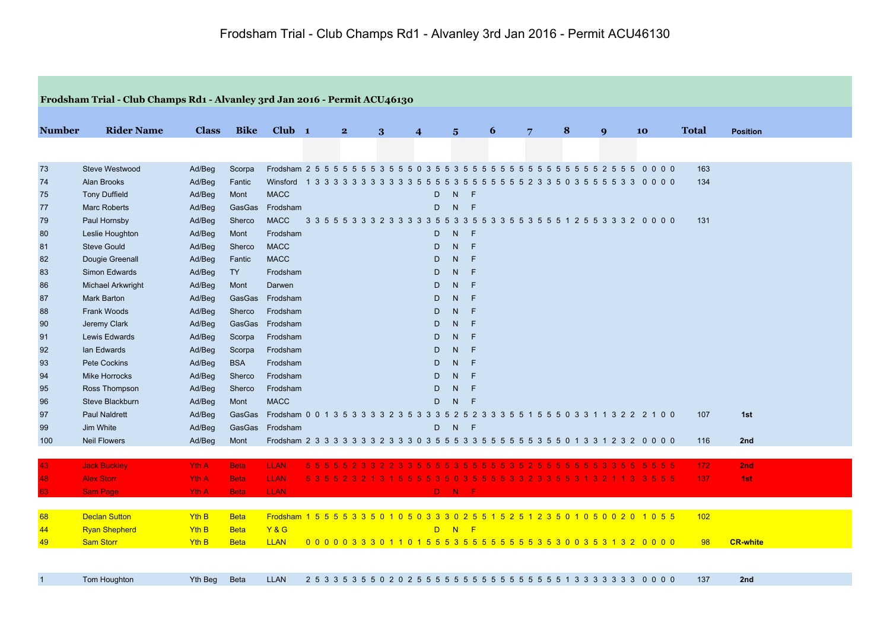# Frodsham Trial - Club Champs Rd1 - Alvanley 3rd Jan 2016 - Permit ACU46130

**Frodsham Trial - Club Champs Rd1 - Alvanley 3rd Jan 2016 - Permit ACU46130**

| Number | Rider Name | Class | Bike | Club | 1 | 2 | 3 | 4 | 5 | 6 | 7 | 8 | 9 | 10 | Total | Position |
|---|---|---|---|---|---|---|---|---|---|---|---|---|---|---|---|---|
| 73 | Steve Westwood | Ad/Beg | Scorpa | Frodsham | 2 5 5 5 | 5 5 5 5 | 3 5 5 5 | 0 3 5 5 | 3 5 5 5 | 5 5 5 5 | 5 5 5 5 | 5 5 5 5 | 2 5 5 5 | 0 0 0 0 | 163 | |
| 74 | Alan Brooks | Ad/Beg | Fantic | Winsford | 1 3 3 3 | 3 3 3 3 | 3 3 3 3 | 3 5 5 5 | 5 3 5 5 | 5 5 5 5 | 5 5 2 3 | 3 5 0 3 | 5 5 5 5 3 3 | 0 0 0 0 | 134 | |
| 75 | Tony Duffield | Ad/Beg | Mont | MACC | | | | D | N | F | | | | | | |
| 77 | Marc Roberts | Ad/Beg | GasGas | Frodsham | | | | D | N | F | | | | | | |
| 79 | Paul Hornsby | Ad/Beg | Sherco | MACC | 3 3 5 5 | 5 3 3 3 | 2 3 3 3 | 3 3 5 5 | 3 3 5 5 | 3 3 5 5 | 3 5 5 5 | 1 2 5 5 | 3 3 3 2 | 0 0 0 0 | 131 | |
| 80 | Leslie Houghton | Ad/Beg | Mont | Frodsham | | | | D | N | F | | | | | | |
| 81 | Steve Gould | Ad/Beg | Sherco | MACC | | | | D | N | F | | | | | | |
| 82 | Dougie Greenall | Ad/Beg | Fantic | MACC | | | | D | N | F | | | | | | |
| 83 | Simon Edwards | Ad/Beg | TY | Frodsham | | | | D | N | F | | | | | | |
| 86 | Michael Arkwright | Ad/Beg | Mont | Darwen | | | | D | N | F | | | | | | |
| 87 | Mark Barton | Ad/Beg | GasGas | Frodsham | | | | D | N | F | | | | | | |
| 88 | Frank Woods | Ad/Beg | Sherco | Frodsham | | | | D | N | F | | | | | | |
| 90 | Jeremy Clark | Ad/Beg | GasGas | Frodsham | | | | D | N | F | | | | | | |
| 91 | Lewis Edwards | Ad/Beg | Scorpa | Frodsham | | | | D | N | F | | | | | | |
| 92 | Ian Edwards | Ad/Beg | Scorpa | Frodsham | | | | D | N | F | | | | | | |
| 93 | Pete Cockins | Ad/Beg | BSA | Frodsham | | | | D | N | F | | | | | | |
| 94 | Mike Horrocks | Ad/Beg | Sherco | Frodsham | | | | D | N | F | | | | | | |
| 95 | Ross Thompson | Ad/Beg | Sherco | Frodsham | | | | D | N | F | | | | | | |
| 96 | Steve Blackburn | Ad/Beg | Mont | MACC | | | | D | N | F | | | | | | |
| 97 | Paul Naldrett | Ad/Beg | GasGas | Frodsham | 0 0 1 3 | 5 3 3 3 | 3 2 3 5 | 3 3 3 5 | 2 5 2 3 | 3 3 5 5 | 1 5 5 5 | 0 3 3 1 | 1 3 2 2 | 2 1 0 0 | 107 | 1st |
| 99 | Jim White | Ad/Beg | GasGas | Frodsham | | | | D | N | F | | | | | | |
| 100 | Neil Flowers | Ad/Beg | Mont | Frodsham | 2 3 3 3 | 3 3 3 3 | 2 3 3 3 | 0 3 5 5 | 5 3 3 5 | 5 5 5 5 | 5 3 5 5 | 0 1 3 3 | 1 2 3 2 | 0 0 0 0 | 116 | 2nd |
| 43 | Jack Buckley | Yth A | Beta | LLAN | 5 5 5 5 | 5 2 3 3 | 2 2 3 3 | 5 5 5 5 | 3 5 5 5 | 5 5 3 5 | 2 5 5 5 | 5 5 5 5 | 3 3 5 5 | 5 5 5 5 | 172 | 2nd |
| 48 | Alex Storr | Yth A | Beta | LLAN | 5 3 5 5 | 2 3 2 1 | 3 1 5 5 | 5 5 3 5 | 0 3 5 5 | 5 5 3 3 | 2 3 3 5 | 5 3 1 3 | 2 1 1 3 | 3 5 5 5 | 137 | 1st |
| 63 | Sam Page | Yth A | Beta | LLAN | | | | D | N | F | | | | | | |
| 68 | Declan Sutton | Yth B | Beta | Frodsham | 1 5 5 5 | 5 3 3 5 | 0 1 0 5 | 0 3 3 3 | 0 2 5 5 | 1 5 2 5 | 1 2 3 5 | 0 1 0 5 | 0 0 2 0 | 1 0 5 5 | 102 | |
| 44 | Ryan Shepherd | Yth B | Beta | Y & G | | | | D | N | F | | | | | | |
| 49 | Sam Storr | Yth B | Beta | LLAN | 0 0 0 0 | 0 3 3 3 | 0 1 1 0 | 1 5 5 5 | 3 5 5 5 | 5 5 5 5 | 5 3 5 3 | 0 0 3 5 | 3 1 3 2 | 0 0 0 0 | 98 | CR-white |
| 1 | Tom Houghton | Yth Beg | Beta | LLAN | 2 5 3 3 | 5 3 5 5 | 0 2 0 2 | 5 5 5 5 | 5 5 5 5 | 5 5 5 5 | 5 5 5 5 | 1 3 3 3 | 3 3 3 3 | 0 0 0 0 | 137 | 2nd |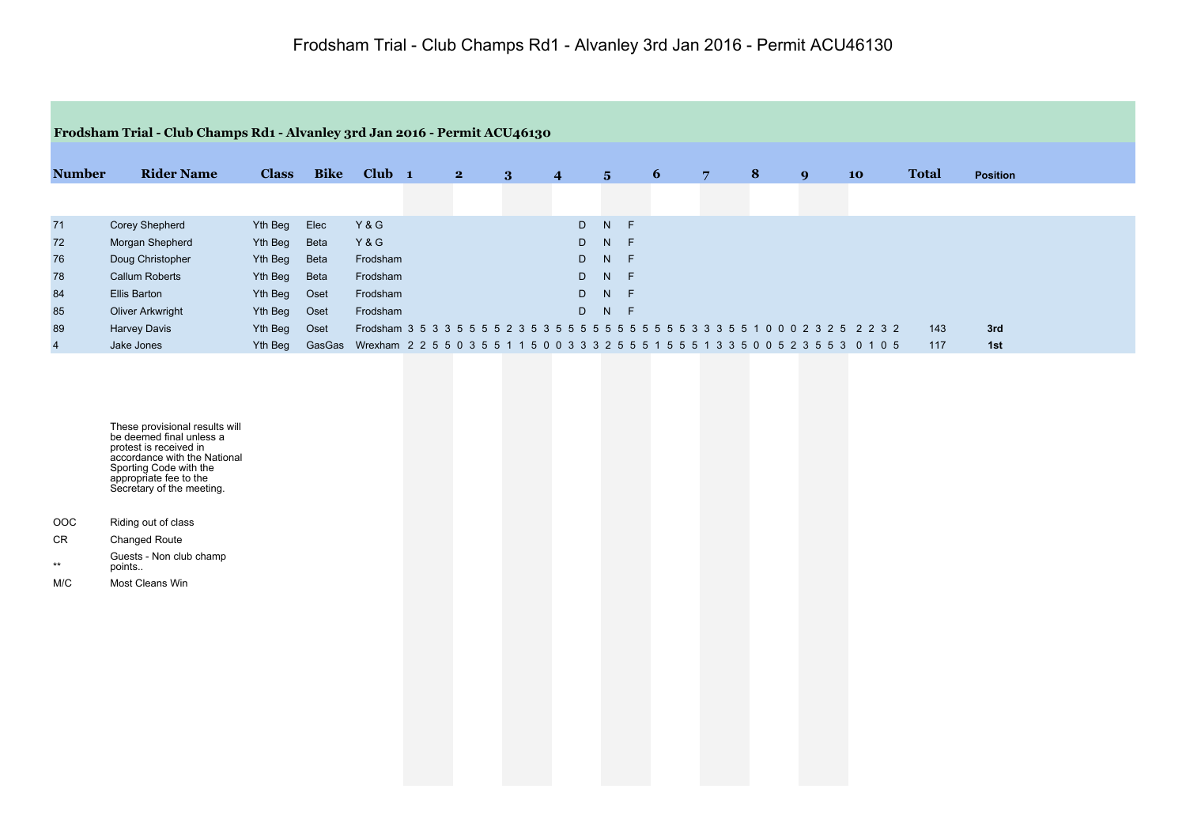# Frodsham Trial - Club Champs Rd1 - Alvanley 3rd Jan 2016 - Permit ACU46130

| Number | Rider Name | Class | Bike | Club | 1 | 2 | 3 | 4 | 5 | 6 | 7 | 8 | 9 | 10 | Total | Position |
|---|---|---|---|---|---|---|---|---|---|---|---|---|---|---|---|---|
| 71 | Corey Shepherd | Yth Beg | Elec | Y & G | | | | | D N F | | | | | | | |
| 72 | Morgan Shepherd | Yth Beg | Beta | Y & G | | | | | D N F | | | | | | | |
| 76 | Doug Christopher | Yth Beg | Beta | Frodsham | | | | | D N F | | | | | | | |
| 78 | Callum Roberts | Yth Beg | Beta | Frodsham | | | | | D N F | | | | | | | |
| 84 | Ellis Barton | Yth Beg | Oset | Frodsham | | | | | D N F | | | | | | | |
| 85 | Oliver Arkwright | Yth Beg | Oset | Frodsham | | | | | D N F | | | | | | | |
| 89 | Harvey Davis | Yth Beg | Oset | Frodsham | 3 5 3 3 | 5 5 5 5 | 2 3 5 3 | 5 5 5 5 | 5 5 5 5 | 5 5 3 3 | 3 5 5 1 | 0 0 0 2 | 3 2 5 | 2 2 3 2 | 143 | **3rd** |
| 4 | Jake Jones | Yth Beg | GasGas | Wrexham | 2 2 5 5 | 0 3 5 5 | 1 1 5 0 | 0 3 3 3 | 2 5 5 5 | 1 5 5 5 | 1 3 3 5 | 0 0 5 2 | 3 5 5 3 | 0 1 0 5 | 117 | **1st** |

These provisional results will be deemed final unless a protest is received in accordance with the National Sporting Code with the appropriate fee to the Secretary of the meeting.

| | |
|---|---|
| OOC | Riding out of class |
| CR | Changed Route |
| ** | Guests - Non club champ points.. |
| M/C | Most Cleans Win |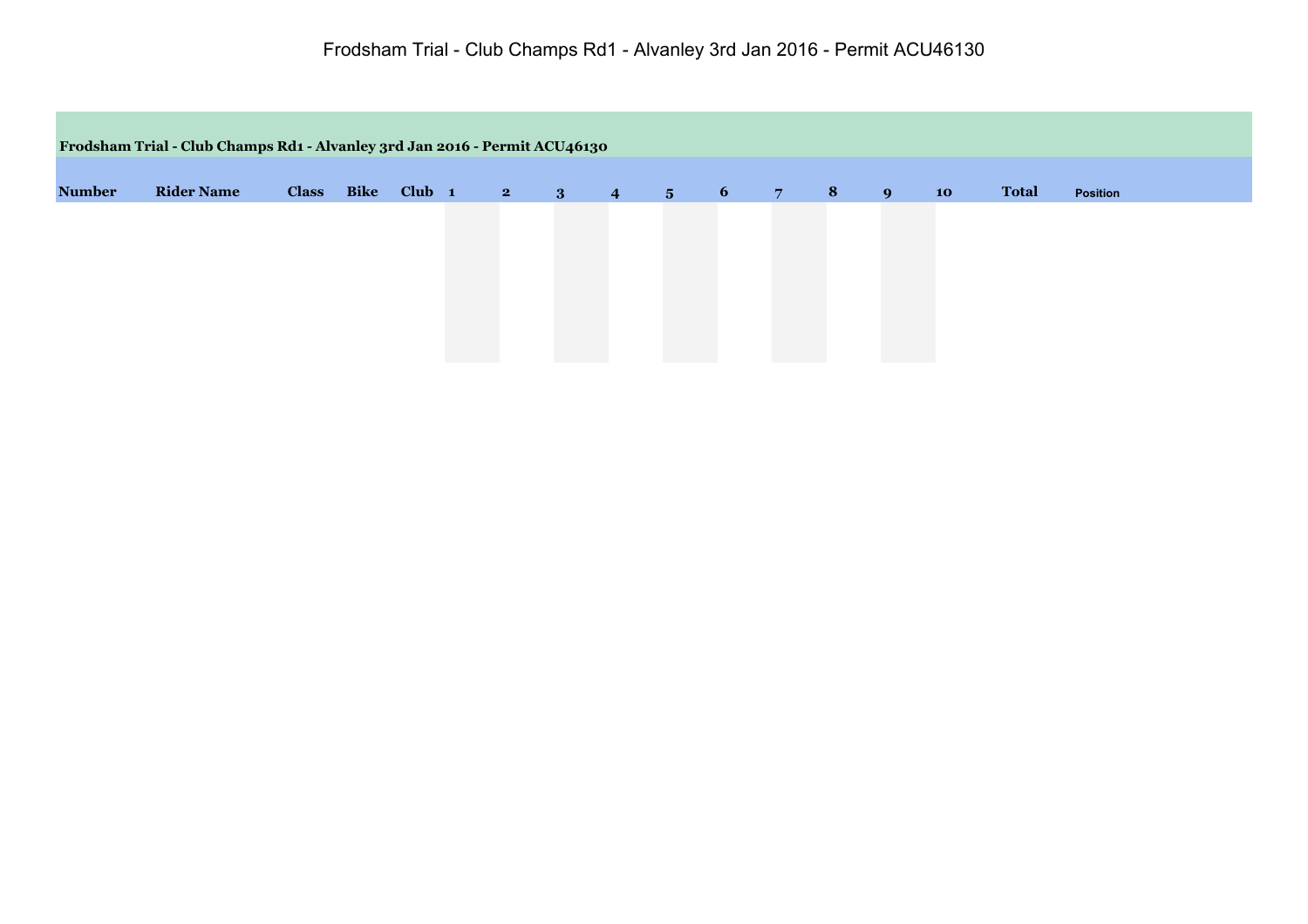Frodsham Trial - Club Champs Rd1 - Alvanley 3rd Jan 2016 - Permit ACU46130

**Frodsham Trial - Club Champs Rd1 - Alvanley 3rd Jan 2016 - Permit ACU46130**

| Number | Rider Name | Class | Bike | Club | 1 | 2 | 3 | 4 | 5 | 6 | 7 | 8 | 9 | 10 | Total | Position |
|---|---|---|---|---|---|---|---|---|---|---|---|---|---|---|---|---|